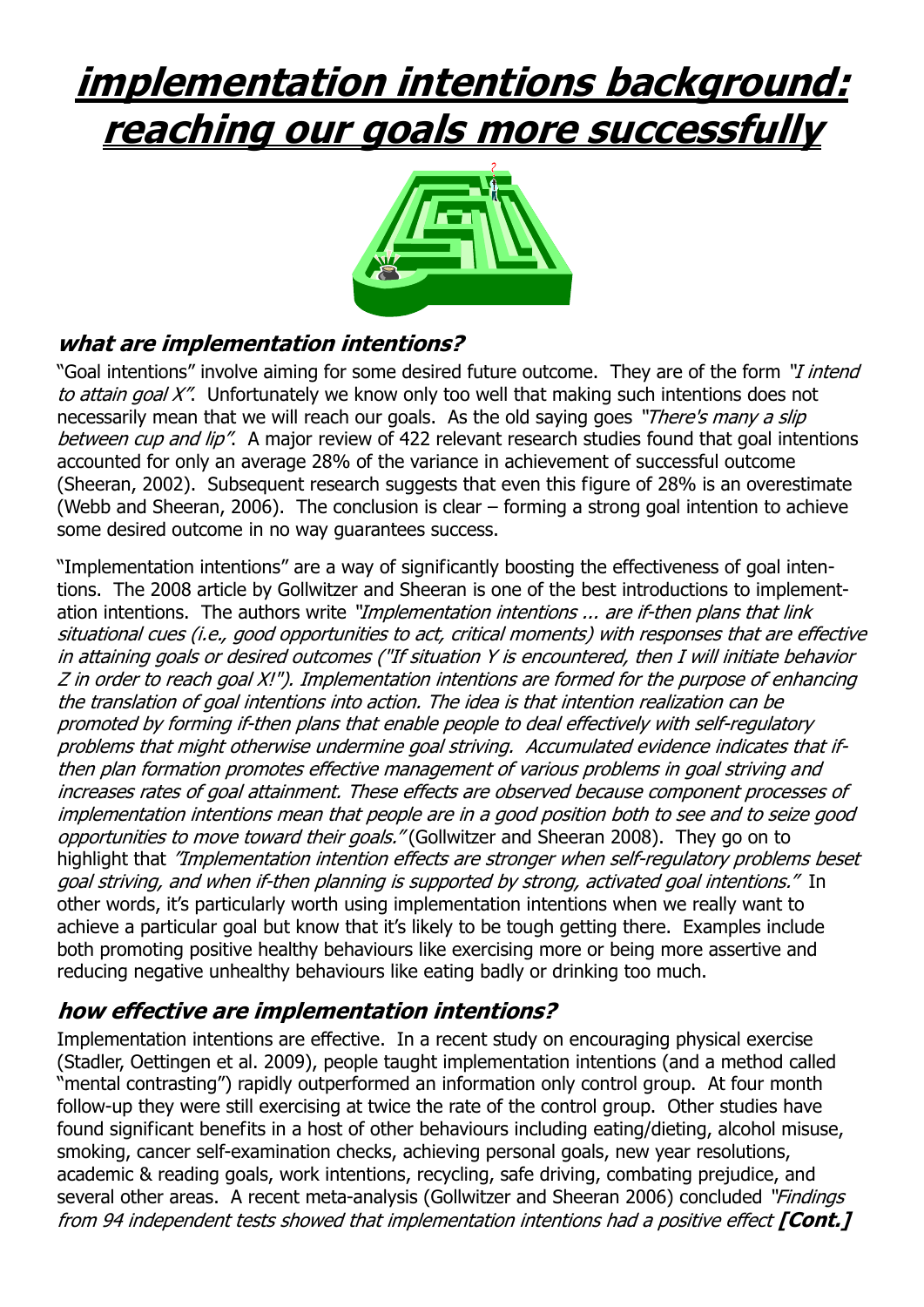# implementation intentions background: reaching our goals more successfully

### what are implementation intentions?

"Goal intentions" involve aiming for some desired future outcome. They are of the form *"I intend to attain goal X"*. Unfortunately we know only too well that making such intentions does not necessarily mean that we will reach our goals. As the old saying goes *"There's many a slip between cup and lip"*. A major review of 422 relevant research studies found that goal intentions accounted for only an average 28% of the variance in achievement of successful outcome (Sheeran, 2002). Subsequent research suggests that even this figure of 28% is an overestimate (Webb and Sheeran, 2006). The conclusion is clear – forming a strong goal intention to achieve some desired outcome in no way guarantees success.

"Implementation intentions" are a way of significantly boosting the effectiveness of goal intentions. The 2008 article by Gollwitzer and Sheeran is one of the best introductions to implementation intentions. The authors write *"Implementation intentions ... are if-then plans that link situational cues (i.e., good opportunities to act, critical moments) with responses that are effective in attaining goals or desired outcomes ("If situation Y is encountered, then I will initiate behavior Z in order to reach goal X!"). Implementation intentions are formed for the purpose of enhancing the translation of goal intentions into action. The idea is that intention realization can be promoted by forming if-then plans that enable people to deal effectively with self-regulatory problems that might otherwise undermine goal striving. Accumulated evidence indicates that if-then plan formation promotes effective management of various problems in goal striving and increases rates of goal attainment. These effects are observed because component processes of implementation intentions mean that people are in a good position both to see and to seize good opportunities to move toward their goals."* (Gollwitzer and Sheeran 2008). They go on to highlight that *"Implementation intention effects are stronger when self-regulatory problems beset goal striving, and when if-then planning is supported by strong, activated goal intentions."* In other words, it's particularly worth using implementation intentions when we really want to achieve a particular goal but know that it's likely to be tough getting there. Examples include both promoting positive healthy behaviours like exercising more or being more assertive and reducing negative unhealthy behaviours like eating badly or drinking too much.

### how effective are implementation intentions?

Implementation intentions are effective. In a recent study on encouraging physical exercise (Stadler, Oettingen et al. 2009), people taught implementation intentions (and a method called "mental contrasting") rapidly outperformed an information only control group. At four month follow-up they were still exercising at twice the rate of the control group. Other studies have found significant benefits in a host of other behaviours including eating/dieting, alcohol misuse, smoking, cancer self-examination checks, achieving personal goals, new year resolutions, academic & reading goals, work intentions, recycling, safe driving, combating prejudice, and several other areas. A recent meta-analysis (Gollwitzer and Sheeran 2006) concluded *"Findings from 94 independent tests showed that implementation intentions had a positive effect* **[Cont.]**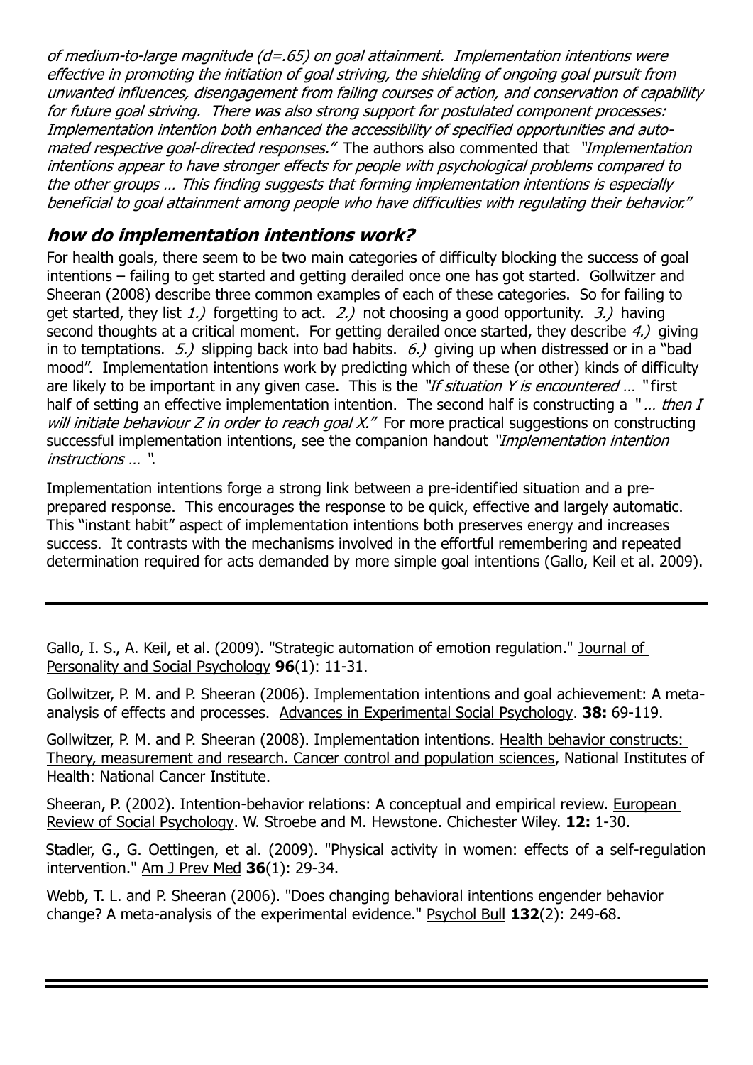*of medium-to-large magnitude (d=.65) on goal attainment. Implementation intentions were effective in promoting the initiation of goal striving, the shielding of ongoing goal pursuit from unwanted influences, disengagement from failing courses of action, and conservation of capability for future goal striving. There was also strong support for postulated component processes: Implementation intention both enhanced the accessibility of specified opportunities and automated respective goal-directed responses."* The authors also commented that *"Implementation intentions appear to have stronger effects for people with psychological problems compared to the other groups … This finding suggests that forming implementation intentions is especially beneficial to goal attainment among people who have difficulties with regulating their behavior."*

## *how do implementation intentions work?*

For health goals, there seem to be two main categories of difficulty blocking the success of goal intentions – failing to get started and getting derailed once one has got started. Gollwitzer and Sheeran (2008) describe three common examples of each of these categories. So for failing to get started, they list *1.)* forgetting to act. *2.)* not choosing a good opportunity. *3.)* having second thoughts at a critical moment. For getting derailed once started, they describe *4.)* giving in to temptations. *5.)* slipping back into bad habits. *6.)* giving up when distressed or in a "bad mood". Implementation intentions work by predicting which of these (or other) kinds of difficulty are likely to be important in any given case. This is the *"If situation Y is encountered …* "first half of setting an effective implementation intention. The second half is constructing a "*… then I will initiate behaviour Z in order to reach goal X."* For more practical suggestions on constructing successful implementation intentions, see the companion handout *"Implementation intention instructions … "*.

Implementation intentions forge a strong link between a pre-identified situation and a pre-prepared response. This encourages the response to be quick, effective and largely automatic. This "instant habit" aspect of implementation intentions both preserves energy and increases success. It contrasts with the mechanisms involved in the effortful remembering and repeated determination required for acts demanded by more simple goal intentions (Gallo, Keil et al. 2009).

---

Gallo, I. S., A. Keil, et al. (2009). "Strategic automation of emotion regulation." Journal of Personality and Social Psychology **96**(1): 11-31.

Gollwitzer, P. M. and P. Sheeran (2006). Implementation intentions and goal achievement: A meta-analysis of effects and processes. Advances in Experimental Social Psychology. **38:** 69-119.

Gollwitzer, P. M. and P. Sheeran (2008). Implementation intentions. Health behavior constructs: Theory, measurement and research. Cancer control and population sciences, National Institutes of Health: National Cancer Institute.

Sheeran, P. (2002). Intention-behavior relations: A conceptual and empirical review. European Review of Social Psychology. W. Stroebe and M. Hewstone. Chichester Wiley. **12:** 1-30.

Stadler, G., G. Oettingen, et al. (2009). "Physical activity in women: effects of a self-regulation intervention." Am J Prev Med **36**(1): 29-34.

Webb, T. L. and P. Sheeran (2006). "Does changing behavioral intentions engender behavior change? A meta-analysis of the experimental evidence." Psychol Bull **132**(2): 249-68.